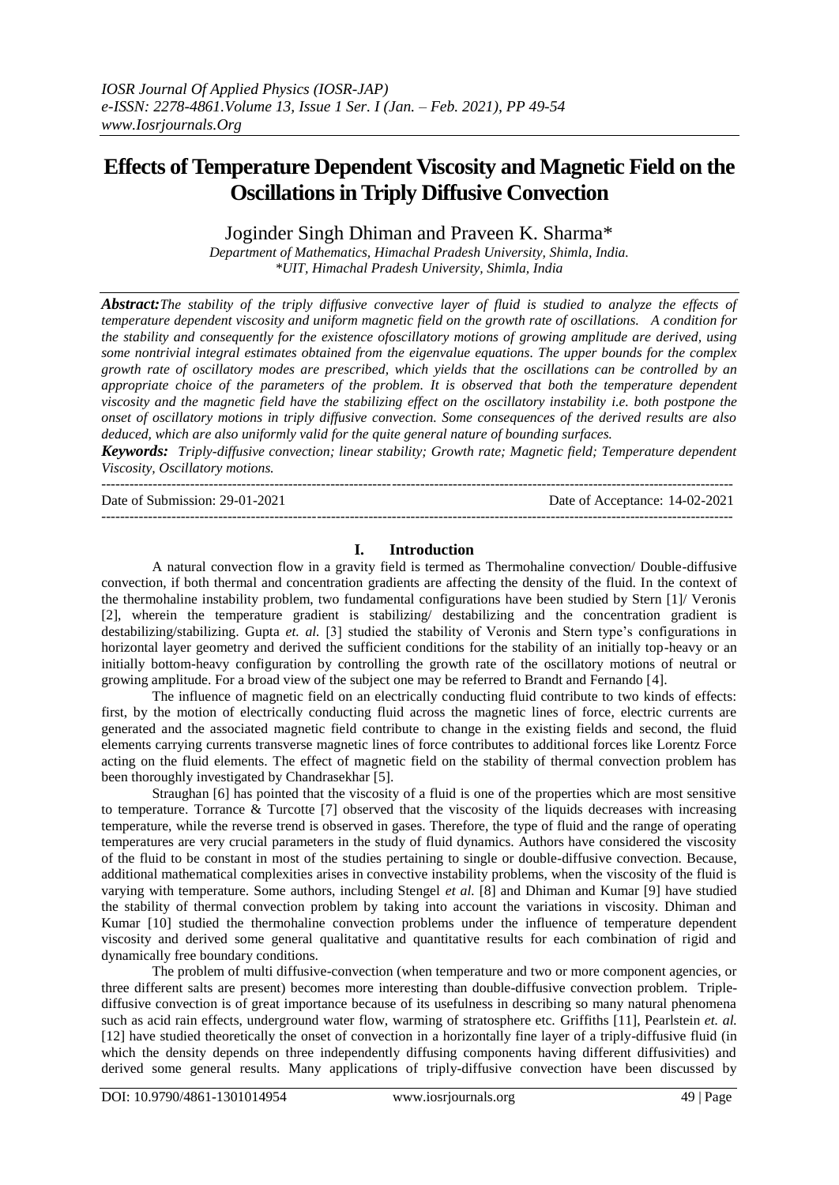# Effects of Temperature Dependent Viscosity and Magnetic Field on the Oscillations in Triply Diffusive Convection

Joginder Singh Dhiman and Praveen K. Sharma*

*Department of Mathematics, Himachal Pradesh University, Shimla, India.*
*\*UIT, Himachal Pradesh University, Shimla, India*

***Abstract:*** *The stability of the triply diffusive convective layer of fluid is studied to analyze the effects of temperature dependent viscosity and uniform magnetic field on the growth rate of oscillations. A condition for the stability and consequently for the existence ofoscillatory motions of growing amplitude are derived, using some nontrivial integral estimates obtained from the eigenvalue equations. The upper bounds for the complex growth rate of oscillatory modes are prescribed, which yields that the oscillations can be controlled by an appropriate choice of the parameters of the problem. It is observed that both the temperature dependent viscosity and the magnetic field have the stabilizing effect on the oscillatory instability i.e. both postpone the onset of oscillatory motions in triply diffusive convection. Some consequences of the derived results are also deduced, which are also uniformly valid for the quite general nature of bounding surfaces.*

***Keywords:*** *Triply-diffusive convection; linear stability; Growth rate; Magnetic field; Temperature dependent Viscosity, Oscillatory motions.*

---

Date of Submission: 29-01-2021 Date of Acceptance: 14-02-2021

---

## I. Introduction

A natural convection flow in a gravity field is termed as Thermohaline convection/ Double-diffusive convection, if both thermal and concentration gradients are affecting the density of the fluid. In the context of the thermohaline instability problem, two fundamental configurations have been studied by Stern [1]/ Veronis [2], wherein the temperature gradient is stabilizing/ destabilizing and the concentration gradient is destabilizing/stabilizing. Gupta *et. al.* [3] studied the stability of Veronis and Stern type's configurations in horizontal layer geometry and derived the sufficient conditions for the stability of an initially top-heavy or an initially bottom-heavy configuration by controlling the growth rate of the oscillatory motions of neutral or growing amplitude. For a broad view of the subject one may be referred to Brandt and Fernando [4].

The influence of magnetic field on an electrically conducting fluid contribute to two kinds of effects: first, by the motion of electrically conducting fluid across the magnetic lines of force, electric currents are generated and the associated magnetic field contribute to change in the existing fields and second, the fluid elements carrying currents transverse magnetic lines of force contributes to additional forces like Lorentz Force acting on the fluid elements. The effect of magnetic field on the stability of thermal convection problem has been thoroughly investigated by Chandrasekhar [5].

Straughan [6] has pointed that the viscosity of a fluid is one of the properties which are most sensitive to temperature. Torrance & Turcotte [7] observed that the viscosity of the liquids decreases with increasing temperature, while the reverse trend is observed in gases. Therefore, the type of fluid and the range of operating temperatures are very crucial parameters in the study of fluid dynamics. Authors have considered the viscosity of the fluid to be constant in most of the studies pertaining to single or double-diffusive convection. Because, additional mathematical complexities arises in convective instability problems, when the viscosity of the fluid is varying with temperature. Some authors, including Stengel *et al.* [8] and Dhiman and Kumar [9] have studied the stability of thermal convection problem by taking into account the variations in viscosity. Dhiman and Kumar [10] studied the thermohaline convection problems under the influence of temperature dependent viscosity and derived some general qualitative and quantitative results for each combination of rigid and dynamically free boundary conditions.

The problem of multi diffusive-convection (when temperature and two or more component agencies, or three different salts are present) becomes more interesting than double-diffusive convection problem. Triple-diffusive convection is of great importance because of its usefulness in describing so many natural phenomena such as acid rain effects, underground water flow, warming of stratosphere etc. Griffiths [11], Pearlstein *et. al.* [12] have studied theoretically the onset of convection in a horizontally fine layer of a triply-diffusive fluid (in which the density depends on three independently diffusing components having different diffusivities) and derived some general results. Many applications of triply-diffusive convection have been discussed by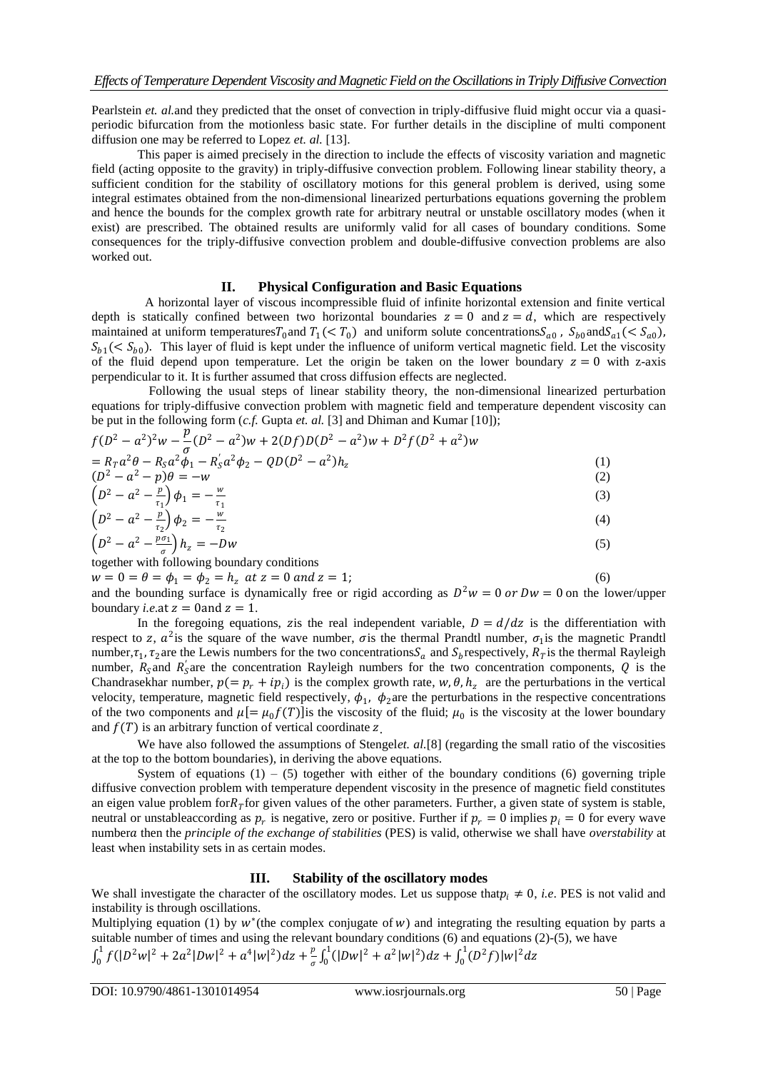Pearlstein *et. al.* and they predicted that the onset of convection in triply-diffusive fluid might occur via a quasi-periodic bifurcation from the motionless basic state. For further details in the discipline of multi component diffusion one may be referred to Lopez *et. al.* [13].

This paper is aimed precisely in the direction to include the effects of viscosity variation and magnetic field (acting opposite to the gravity) in triply-diffusive convection problem. Following linear stability theory, a sufficient condition for the stability of oscillatory motions for this general problem is derived, using some integral estimates obtained from the non-dimensional linearized perturbations equations governing the problem and hence the bounds for the complex growth rate for arbitrary neutral or unstable oscillatory modes (when it exist) are prescribed. The obtained results are uniformly valid for all cases of boundary conditions. Some consequences for the triply-diffusive convection problem and double-diffusive convection problems are also worked out.

## II. Physical Configuration and Basic Equations

A horizontal layer of viscous incompressible fluid of infinite horizontal extension and finite vertical depth is statically confined between two horizontal boundaries $z = 0$ and $z = d$, which are respectively maintained at uniform temperatures $T_0$ and $T_1 (< T_0)$ and uniform solute concentrations $S_{a0}$, $S_{b0}$ and $S_{a1} (< S_{a0})$, $S_{b1} (< S_{b0})$. This layer of fluid is kept under the influence of uniform vertical magnetic field. Let the viscosity of the fluid depend upon temperature. Let the origin be taken on the lower boundary $z = 0$ with z-axis perpendicular to it. It is further assumed that cross diffusion effects are neglected.

Following the usual steps of linear stability theory, the non-dimensional linearized perturbation equations for triply-diffusive convection problem with magnetic field and temperature dependent viscosity can be put in the following form (*c.f.* Gupta *et. al.* [3] and Dhiman and Kumar [10]);

$$f(D^2 - a^2)^2 w - \frac{p}{\sigma}(D^2 - a^2)w + 2(Df)D(D^2 - a^2)w + D^2 f(D^2 + a^2)w$$
$$= R_T a^2 \theta - R_S a^2 \phi_1 - R_S' a^2 \phi_2 - QD(D^2 - a^2)h_z \tag{1}$$

$$(D^2 - a^2 - p)\theta = -w \tag{2}$$

$$\left(D^2 - a^2 - \frac{p}{\tau_1}\right)\phi_1 = -\frac{w}{\tau_1} \tag{3}$$

$$\left(D^2 - a^2 - \frac{p}{\tau_2}\right)\phi_2 = -\frac{w}{\tau_2} \tag{4}$$

$$\left(D^2 - a^2 - \frac{p\sigma_1}{\sigma}\right)h_z = -Dw \tag{5}$$

together with following boundary conditions

$$w = 0 = \theta = \phi_1 = \phi_2 = h_z \ \ at\ z = 0\ and\ z = 1; \tag{6}$$

and the bounding surface is dynamically free or rigid according as $D^2 w = 0$ *or* $Dw = 0$ on the lower/upper boundary *i.e.* at $z = 0$ and $z = 1$.

In the foregoing equations, $z$ is the real independent variable, $D = d/dz$ is the differentiation with respect to $z$, $a^2$ is the square of the wave number, $\sigma$ is the thermal Prandtl number, $\sigma_1$ is the magnetic Prandtl number, $\tau_1, \tau_2$ are the Lewis numbers for the two concentrations $S_a$ and $S_b$ respectively, $R_T$ is the thermal Rayleigh number, $R_S$ and $R_S'$ are the concentration Rayleigh numbers for the two concentration components, $Q$ is the Chandrasekhar number, $p(= p_r + ip_i)$ is the complex growth rate, $w, \theta, h_z$ are the perturbations in the vertical velocity, temperature, magnetic field respectively, $\phi_1$, $\phi_2$ are the perturbations in the respective concentrations of the two components and $\mu[= \mu_0 f(T)]$ is the viscosity of the fluid; $\mu_0$ is the viscosity at the lower boundary and $f(T)$ is an arbitrary function of vertical coordinate $z$.

We have also followed the assumptions of Stengel *et. al.* [8] (regarding the small ratio of the viscosities at the top to the bottom boundaries), in deriving the above equations.

System of equations (1) – (5) together with either of the boundary conditions (6) governing triple diffusive convection problem with temperature dependent viscosity in the presence of magnetic field constitutes an eigen value problem for $R_T$ for given values of the other parameters. Further, a given state of system is stable, neutral or unstable according as $p_r$ is negative, zero or positive. Further if $p_r = 0$ implies $p_i = 0$ for every wave number $a$ then the *principle of the exchange of stabilities* (PES) is valid, otherwise we shall have *overstability* at least when instability sets in as certain modes.

## III. Stability of the oscillatory modes

We shall investigate the character of the oscillatory modes. Let us suppose that $p_i \neq 0$, *i.e*. PES is not valid and instability is through oscillations.

Multiplying equation (1) by $w^*$ (the complex conjugate of $w$) and integrating the resulting equation by parts a suitable number of times and using the relevant boundary conditions (6) and equations (2)-(5), we have

$$\int_0^1 f(|D^2 w|^2 + 2a^2|Dw|^2 + a^4|w|^2)dz + \frac{p}{\sigma}\int_0^1 (|Dw|^2 + a^2|w|^2)dz + \int_0^1 (D^2 f)|w|^2 dz$$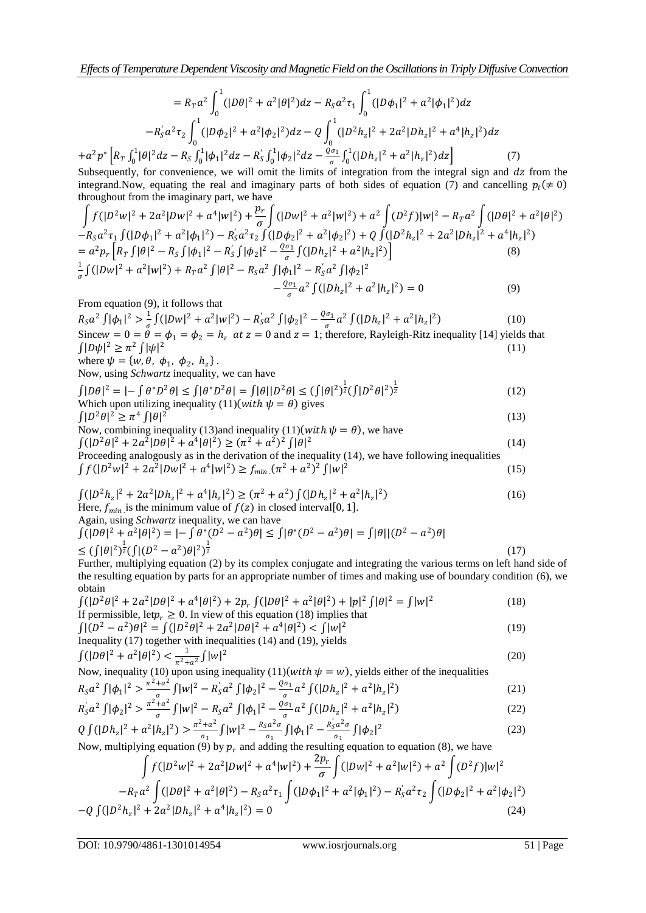$$= R_T a^2 \int_0^1 (|D\theta|^2 + a^2|\theta|^2)dz - R_S a^2 \tau_1 \int_0^1 (|D\phi_1|^2 + a^2|\phi_1|^2)dz$$

$$-R_S' a^2 \tau_2 \int_0^1 (|D\phi_2|^2 + a^2|\phi_2|^2)dz - Q\int_0^1 (|D^2 h_z|^2 + 2a^2|Dh_z|^2 + a^4|h_z|^2)dz$$

$$+a^2 p^* \left[R_T \int_0^1 |\theta|^2 dz - R_S \int_0^1 |\phi_1|^2 dz - R_S' \int_0^1 |\phi_2|^2 dz - \frac{Q\sigma_1}{\sigma}\int_0^1 (|Dh_z|^2 + a^2|h_z|^2)dz\right] \tag{7}$$

Subsequently, for convenience, we will omit the limits of integration from the integral sign and $dz$ from the integrand.Now, equating the real and imaginary parts of both sides of equation (7) and cancelling $p_i(\neq 0)$ throughout from the imaginary part, we have

$$\int f(|D^2w|^2 + 2a^2|Dw|^2 + a^4|w|^2) + \frac{p_r}{\sigma}\int (|Dw|^2 + a^2|w|^2) + a^2\int (D^2 f)|w|^2 - R_T a^2 \int (|D\theta|^2 + a^2|\theta|^2)$$
$$-R_S a^2 \tau_1 \int (|D\phi_1|^2 + a^2|\phi_1|^2) - R_S' a^2 \tau_2 \int (|D\phi_2|^2 + a^2|\phi_2|^2) + Q\int (|D^2 h_z|^2 + 2a^2|Dh_z|^2 + a^4|h_z|^2)$$
$$= a^2 p_r \left[R_T \int |\theta|^2 - R_S \int |\phi_1|^2 - R_S' \int |\phi_2|^2 - \frac{Q\sigma_1}{\sigma}\int (|Dh_z|^2 + a^2|h_z|^2)\right] \tag{8}$$

$$\frac{1}{\sigma}\int (|Dw|^2 + a^2|w|^2) + R_T a^2 \int |\theta|^2 - R_S a^2 \int |\phi_1|^2 - R_S' a^2 \int |\phi_2|^2 - \frac{Q\sigma_1}{\sigma} a^2 \int (|Dh_z|^2 + a^2|h_z|^2) = 0 \tag{9}$$

From equation (9), it follows that

$$R_S a^2 \int |\phi_1|^2 > \frac{1}{\sigma}\int (|Dw|^2 + a^2|w|^2) - R_S' a^2 \int |\phi_2|^2 - \frac{Q\sigma_1}{\sigma} a^2 \int (|Dh_z|^2 + a^2|h_z|^2) \tag{10}$$

Since $w = 0 = \theta = \phi_1 = \phi_2 = h_z$ at $z = 0$ and $z = 1$; therefore, Rayleigh-Ritz inequality [14] yields that

$$\int |D\psi|^2 \geq \pi^2 \int |\psi|^2 \tag{11}$$

where $\psi = \{w, \theta, \phi_1, \phi_2, h_z\}$.

Now, using *Schwartz* inequality, we can have

$$\int |D\theta|^2 = \left|-\int \theta^* D^2\theta\right| \leq \int |\theta^* D^2\theta| = \int |\theta||D^2\theta| \leq \left(\int |\theta|^2\right)^{\frac{1}{2}}\left(\int |D^2\theta|^2\right)^{\frac{1}{2}} \tag{12}$$

Which upon utilizing inequality (11)(with $\psi = \theta$) gives

$$\int |D^2\theta|^2 \geq \pi^4 \int |\theta|^2 \tag{13}$$

Now, combining inequality (13)and inequality (11)(with $\psi = \theta$), we have

$$\int (|D^2\theta|^2 + 2a^2|D\theta|^2 + a^4|\theta|^2) \geq (\pi^2 + a^2)^2 \int |\theta|^2 \tag{14}$$

Proceeding analogously as in the derivation of the inequality (14), we have following inequalities

$$\int f(|D^2w|^2 + 2a^2|Dw|^2 + a^4|w|^2) \geq f_{min.}(\pi^2 + a^2)^2 \int |w|^2 \tag{15}$$

$$\int (|D^2 h_z|^2 + 2a^2|Dh_z|^2 + a^4|h_z|^2) \geq (\pi^2 + a^2)\int (|Dh_z|^2 + a^2|h_z|^2) \tag{16}$$

Here, $f_{min.}$ is the minimum value of $f(z)$ in closed interval$[0, 1]$.

Again, using *Schwartz* inequality, we can have

$$\int (|D\theta|^2 + a^2|\theta|^2) = \left|-\int \theta^*(D^2 - a^2)\theta\right| \leq \int |\theta^*(D^2 - a^2)\theta| = \int |\theta||(D^2 - a^2)\theta|$$
$$\leq \left(\int |\theta|^2\right)^{\frac{1}{2}}\left(\int |(D^2 - a^2)\theta|^2\right)^{\frac{1}{2}} \tag{17}$$

Further, multiplying equation (2) by its complex conjugate and integrating the various terms on left hand side of the resulting equation by parts for an appropriate number of times and making use of boundary condition (6), we obtain

$$\int (|D^2\theta|^2 + 2a^2|D\theta|^2 + a^4|\theta|^2) + 2p_r \int (|D\theta|^2 + a^2|\theta|^2) + |p|^2 \int |\theta|^2 = \int |w|^2 \tag{18}$$

If permissible, let$p_r \geq 0$. In view of this equation (18) implies that

$$\int |(D^2 - a^2)\theta|^2 = \int (|D^2\theta|^2 + 2a^2|D\theta|^2 + a^4|\theta|^2) < \int |w|^2 \tag{19}$$

Inequality (17) together with inequalities (14) and (19), yields

$$\int (|D\theta|^2 + a^2|\theta|^2) < \frac{1}{\pi^2 + a^2}\int |w|^2 \tag{20}$$

Now, inequality (10) upon using inequality (11)(with $\psi = w$), yields either of the inequalities

$$R_S a^2 \int |\phi_1|^2 > \frac{\pi^2 + a^2}{\sigma}\int |w|^2 - R_S' a^2 \int |\phi_2|^2 - \frac{Q\sigma_1}{\sigma} a^2 \int (|Dh_z|^2 + a^2|h_z|^2) \tag{21}$$

$$R_S' a^2 \int |\phi_2|^2 > \frac{\pi^2 + a^2}{\sigma}\int |w|^2 - R_S a^2 \int |\phi_1|^2 - \frac{Q\sigma_1}{\sigma} a^2 \int (|Dh_z|^2 + a^2|h_z|^2) \tag{22}$$

$$Q\int (|Dh_z|^2 + a^2|h_z|^2) > \frac{\pi^2 + a^2}{\sigma_1}\int |w|^2 - \frac{R_S a^2 \sigma}{\sigma_1}\int |\phi_1|^2 - \frac{R_S' a^2 \sigma}{\sigma_1}\int |\phi_2|^2 \tag{23}$$

Now, multiplying equation (9) by $p_r$ and adding the resulting equation to equation (8), we have

$$\int f(|D^2w|^2 + 2a^2|Dw|^2 + a^4|w|^2) + \frac{2p_r}{\sigma}\int (|Dw|^2 + a^2|w|^2) + a^2\int (D^2 f)|w|^2$$
$$-R_T a^2 \int (|D\theta|^2 + a^2|\theta|^2) - R_S a^2 \tau_1 \int (|D\phi_1|^2 + a^2|\phi_1|^2) - R_S' a^2 \tau_2 \int (|D\phi_2|^2 + a^2|\phi_2|^2)$$
$$-Q\int (|D^2 h_z|^2 + 2a^2|Dh_z|^2 + a^4|h_z|^2) = 0 \tag{24}$$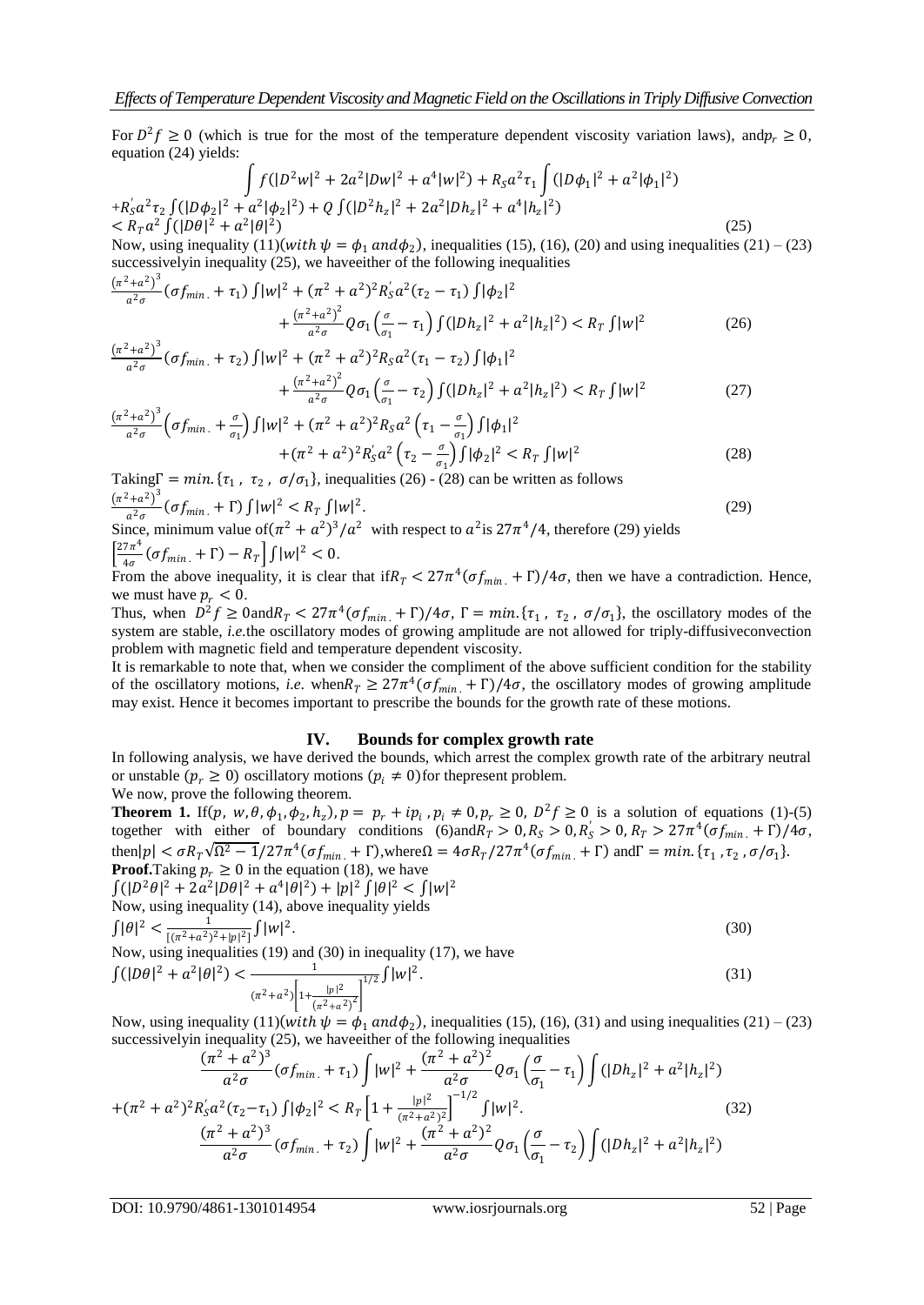For $D^2 f \geq 0$ (which is true for the most of the temperature dependent viscosity variation laws), and $p_r \geq 0$, equation (24) yields:

$$\int f(|D^2w|^2 + 2a^2|Dw|^2 + a^4|w|^2) + R_S a^2 \tau_1 \int (|D\phi_1|^2 + a^2|\phi_1|^2)$$
$$+R_S' a^2 \tau_2 \int (|D\phi_2|^2 + a^2|\phi_2|^2) + Q \int (|D^2 h_z|^2 + 2a^2|Dh_z|^2 + a^4|h_z|^2)$$
$$< R_T a^2 \int (|D\theta|^2 + a^2|\theta|^2) \tag{25}$$

Now, using inequality (11)(with $\psi = \phi_1$ and $\phi_2$), inequalities (15), (16), (20) and using inequalities (21) – (23) successivelyin inequality (25), we haveeither of the following inequalities

$$\frac{(\pi^2+a^2)^3}{a^2\sigma}(\sigma f_{min.} + \tau_1)\int|w|^2 + (\pi^2+a^2)^2 R_S' a^2(\tau_2 - \tau_1)\int|\phi_2|^2$$
$$+\frac{(\pi^2+a^2)^2}{a^2\sigma} Q\sigma_1\left(\frac{\sigma}{\sigma_1} - \tau_1\right)\int(|Dh_z|^2 + a^2|h_z|^2) < R_T\int|w|^2 \tag{26}$$

$$\frac{(\pi^2+a^2)^3}{a^2\sigma}(\sigma f_{min.} + \tau_2)\int|w|^2 + (\pi^2+a^2)^2 R_S a^2(\tau_1 - \tau_2)\int|\phi_1|^2$$
$$+\frac{(\pi^2+a^2)^2}{a^2\sigma} Q\sigma_1\left(\frac{\sigma}{\sigma_1} - \tau_2\right)\int(|Dh_z|^2 + a^2|h_z|^2) < R_T\int|w|^2 \tag{27}$$

$$\frac{(\pi^2+a^2)^3}{a^2\sigma}\left(\sigma f_{min.} + \frac{\sigma}{\sigma_1}\right)\int|w|^2 + (\pi^2+a^2)^2 R_S a^2\left(\tau_1 - \frac{\sigma}{\sigma_1}\right)\int|\phi_1|^2$$
$$+(\pi^2+a^2)^2 R_S' a^2\left(\tau_2 - \frac{\sigma}{\sigma_1}\right)\int|\phi_2|^2 < R_T\int|w|^2 \tag{28}$$

Taking $\Gamma = min.\{\tau_1,\ \tau_2,\ \sigma/\sigma_1\}$, inequalities (26) - (28) can be written as follows

$$\frac{(\pi^2+a^2)^3}{a^2\sigma}(\sigma f_{min.} + \Gamma)\int|w|^2 < R_T\int|w|^2. \tag{29}$$

Since, minimum value of $(\pi^2+a^2)^3/a^2$ with respect to $a^2$ is $27\pi^4/4$, therefore (29) yields

$$\left[\frac{27\pi^4}{4\sigma}(\sigma f_{min.} + \Gamma) - R_T\right]\int|w|^2 < 0.$$

From the above inequality, it is clear that if $R_T < 27\pi^4(\sigma f_{min.} + \Gamma)/4\sigma$, then we have a contradiction. Hence, we must have $p_r < 0$.

Thus, when $D^2 f \geq 0$ and $R_T < 27\pi^4(\sigma f_{min.} + \Gamma)/4\sigma$, $\Gamma = min.\{\tau_1,\ \tau_2,\ \sigma/\sigma_1\}$, the oscillatory modes of the system are stable, *i.e.* the oscillatory modes of growing amplitude are not allowed for triply-diffusiveconvection problem with magnetic field and temperature dependent viscosity.

It is remarkable to note that, when we consider the compliment of the above sufficient condition for the stability of the oscillatory motions, *i.e.* when $R_T \geq 27\pi^4(\sigma f_{min.} + \Gamma)/4\sigma$, the oscillatory modes of growing amplitude may exist. Hence it becomes important to prescribe the bounds for the growth rate of these motions.

## IV. Bounds for complex growth rate

In following analysis, we have derived the bounds, which arrest the complex growth rate of the arbitrary neutral or unstable ($p_r \geq 0$) oscillatory motions ($p_i \neq 0$) for thepresent problem.

We now, prove the following theorem.

**Theorem 1.** If $(p,\ w, \theta, \phi_1, \phi_2, h_z)$, $p = p_r + ip_i$, $p_i \neq 0, p_r \geq 0$, $D^2 f \geq 0$ is a solution of equations (1)-(5) together with either of boundary conditions (6)and $R_T > 0, R_S > 0, R_S' > 0$, $R_T > 27\pi^4(\sigma f_{min.} + \Gamma)/4\sigma$, then $|p| < \sigma R_T\sqrt{\Omega^2 - 1}/27\pi^4(\sigma f_{min.} + \Gamma)$, where $\Omega = 4\sigma R_T/27\pi^4(\sigma f_{min.} + \Gamma)$ and $\Gamma = min.\{\tau_1, \tau_2, \sigma/\sigma_1\}$.

**Proof.** Taking $p_r \geq 0$ in the equation (18), we have

$$\int(|D^2\theta|^2 + 2a^2|D\theta|^2 + a^4|\theta|^2) + |p|^2\int|\theta|^2 < \int|w|^2$$

Now, using inequality (14), above inequality yields

$$\int|\theta|^2 < \frac{1}{[(\pi^2+a^2)^2 + |p|^2]}\int|w|^2. \tag{30}$$

Now, using inequalities (19) and (30) in inequality (17), we have

$$\int(|D\theta|^2 + a^2|\theta|^2) < \frac{1}{(\pi^2+a^2)\left[1 + \frac{|p|^2}{(\pi^2+a^2)^2}\right]^{1/2}}\int|w|^2. \tag{31}$$

Now, using inequality (11)(with $\psi = \phi_1$ and $\phi_2$), inequalities (15), (16), (31) and using inequalities (21) – (23) successivelyin inequality (25), we haveeither of the following inequalities

$$\frac{(\pi^2+a^2)^3}{a^2\sigma}(\sigma f_{min.} + \tau_1)\int|w|^2 + \frac{(\pi^2+a^2)^2}{a^2\sigma} Q\sigma_1\left(\frac{\sigma}{\sigma_1} - \tau_1\right)\int(|Dh_z|^2 + a^2|h_z|^2)$$
$$+(\pi^2+a^2)^2 R_S' a^2(\tau_2 - \tau_1)\int|\phi_2|^2 < R_T\left[1 + \frac{|p|^2}{(\pi^2+a^2)^2}\right]^{-1/2}\int|w|^2. \tag{32}$$

$$\frac{(\pi^2+a^2)^3}{a^2\sigma}(\sigma f_{min.} + \tau_2)\int|w|^2 + \frac{(\pi^2+a^2)^2}{a^2\sigma} Q\sigma_1\left(\frac{\sigma}{\sigma_1} - \tau_2\right)\int(|Dh_z|^2 + a^2|h_z|^2)$$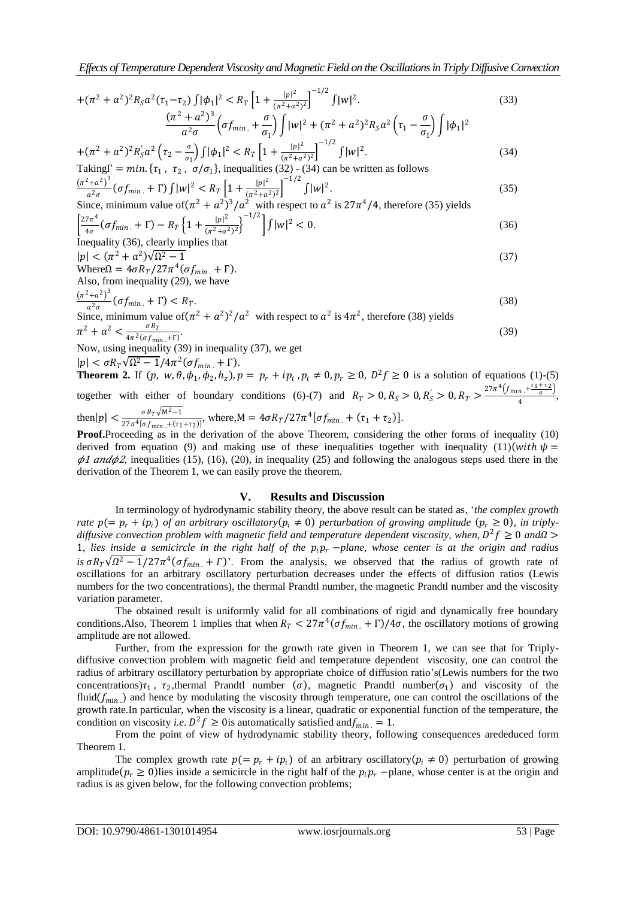$$+(\pi^2+a^2)^2 R_S a^2(\tau_1-\tau_2)\int|\phi_1|^2 < R_T\left[1+\frac{|p|^2}{(\pi^2+a^2)^2}\right]^{-1/2}\int|w|^2. \tag{33}$$

$$\frac{(\pi^2+a^2)^3}{a^2\sigma}\left(\sigma f_{min.}+\frac{\sigma}{\sigma_1}\right)\int|w|^2+(\pi^2+a^2)^2 R_S a^2\left(\tau_1-\frac{\sigma}{\sigma_1}\right)\int|\phi_1|^2$$

$$+(\pi^2+a^2)^2 R_S' a^2\left(\tau_2-\frac{\sigma}{\sigma_1}\right)\int|\phi_1|^2 < R_T\left[1+\frac{|p|^2}{(\pi^2+a^2)^2}\right]^{-1/2}\int|w|^2. \tag{34}$$

Taking $\Gamma = min.\{\tau_1,\ \tau_2,\ \sigma/\sigma_1\}$, inequalities (32) - (34) can be written as follows

$$\frac{(\pi^2+a^2)^3}{a^2\sigma}(\sigma f_{min.}+\Gamma)\int|w|^2 < R_T\left[1+\frac{|p|^2}{(\pi^2+a^2)^2}\right]^{-1/2}\int|w|^2. \tag{35}$$

Since, minimum value of $(\pi^2+a^2)^3/a^2$ with respect to $a^2$ is $27\pi^4/4$, therefore (35) yields

$$\left[\frac{27\pi^4}{4\sigma}(\sigma f_{min.}+\Gamma)-R_T\left\{1+\frac{|p|^2}{(\pi^2+a^2)^2}\right\}^{-1/2}\right]\int|w|^2 < 0. \tag{36}$$

Inequality (36), clearly implies that

$$|p| < (\pi^2+a^2)\sqrt{\Omega^2-1} \tag{37}$$

Where $\Omega = 4\sigma R_T/27\pi^4(\sigma f_{min.}+\Gamma)$.

Also, from inequality (29), we have

$$\frac{(\pi^2+a^2)^3}{a^2\sigma}(\sigma f_{min.}+\Gamma) < R_T. \tag{38}$$

Since, minimum value of $(\pi^2+a^2)^2/a^2$ with respect to $a^2$ is $4\pi^2$, therefore (38) yields

$$\pi^2+a^2 < \frac{\sigma R_T}{4\pi^2(\sigma f_{min.}+\Gamma)}. \tag{39}$$

Now, using inequality (39) in inequality (37), we get

$|p| < \sigma R_T\sqrt{\Omega^2-1}/4\pi^2(\sigma f_{min.}+\Gamma)$.

**Theorem 2.** If $(p,\ w,\theta,\phi_1,\phi_2,h_z)$, $p = p_r+ip_i$, $p_i \neq 0$, $p_r \geq 0$, $D^2 f \geq 0$ is a solution of equations (1)-(5) together with either of boundary conditions (6)-(7) and $R_T > 0, R_S > 0, R_S' > 0, R_T > \frac{27\pi^4\left(f_{min.}+\frac{\tau_1+\tau_2}{\sigma}\right)}{4}$, then $|p| < \frac{\sigma R_T\sqrt{M^2-1}}{27\pi^4[\sigma f_{min.}+(\tau_1+\tau_2)]}$, where, $M = 4\sigma R_T/27\pi^4[\sigma f_{min.}+(\tau_1+\tau_2)]$.

**Proof.** Proceeding as in the derivation of the above Theorem, considering the other forms of inequality (10) derived from equation (9) and making use of these inequalities together with inequality (11)(*with* $\psi = \phi 1$ *and* $\phi 2$, inequalities (15), (16), (20), in inequality (25) and following the analogous steps used there in the derivation of the Theorem 1, we can easily prove the theorem.

## V. Results and Discussion

In terminology of hydrodynamic stability theory, the above result can be stated as, '*the complex growth rate $p(=p_r+ip_i)$ of an arbitrary oscillatory $(p_i \neq 0)$ perturbation of growing amplitude $(p_r \geq 0)$, in triply-diffusive convection problem with magnetic field and temperature dependent viscosity, when, $D^2 f \geq 0$ and $\Omega > 1$, lies inside a semicircle in the right half of the $p_i p_r$ −plane, whose center is at the origin and radius is $\sigma R_T\sqrt{\Omega^2-1}/27\pi^4(\sigma f_{min.}+\Gamma)$*'. From the analysis, we observed that the radius of growth rate of oscillations for an arbitrary oscillatory perturbation decreases under the effects of diffusion ratios (Lewis numbers for the two concentrations), the thermal Prandtl number, the magnetic Prandtl number and the viscosity variation parameter.

The obtained result is uniformly valid for all combinations of rigid and dynamically free boundary conditions. Also, Theorem 1 implies that when $R_T < 27\pi^4(\sigma f_{min.}+\Gamma)/4\sigma$, the oscillatory motions of growing amplitude are not allowed.

Further, from the expression for the growth rate given in Theorem 1, we can see that for Triply-diffusive convection problem with magnetic field and temperature dependent viscosity, one can control the radius of arbitrary oscillatory perturbation by appropriate choice of diffusion ratio's(Lewis numbers for the two concentrations) $\tau_1$, $\tau_2$, thermal Prandtl number $(\sigma)$, magnetic Prandtl number $(\sigma_1)$ and viscosity of the fluid $(f_{min.})$ and hence by modulating the viscosity through temperature, one can control the oscillations of the growth rate. In particular, when the viscosity is a linear, quadratic or exponential function of the temperature, the condition on viscosity *i.e.* $D^2 f \geq 0$ is automatically satisfied and $f_{min.} = 1$.

From the point of view of hydrodynamic stability theory, following consequences arededuced form Theorem 1.

The complex growth rate $p(=p_r+ip_i)$ of an arbitrary oscillatory $(p_i \neq 0)$ perturbation of growing amplitude $(p_r \geq 0)$ lies inside a semicircle in the right half of the $p_i p_r$ −plane, whose center is at the origin and radius is as given below, for the following convection problems;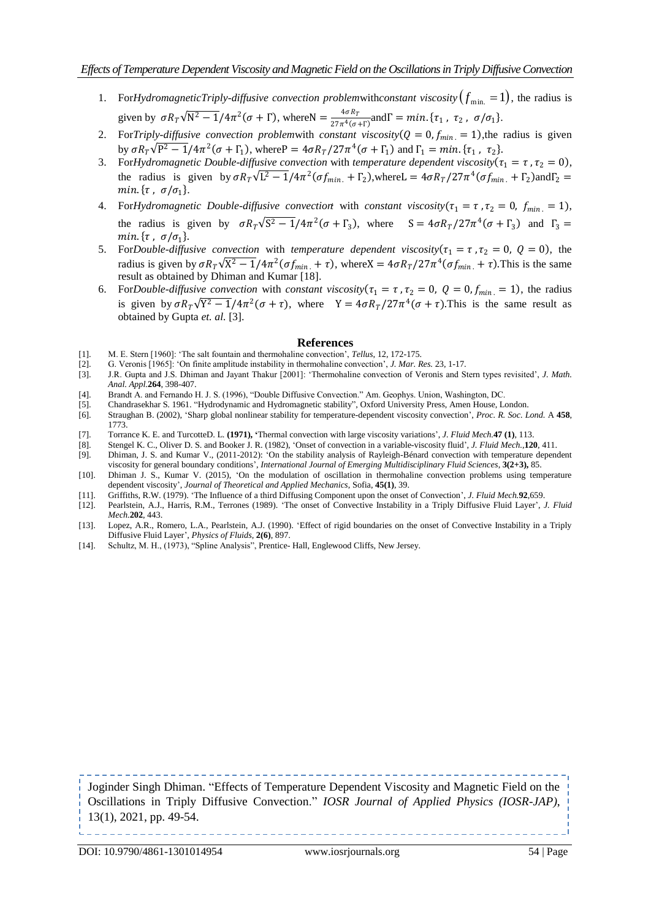1. For *Hydromagnetic Triply-diffusive convection problem* with *constant viscosity* $\left(f_{\min.} = 1\right)$, the radius is given by $\sigma R_T\sqrt{N^2-1}/4\pi^2(\sigma+\Gamma)$, where $N = \frac{4\sigma R_T}{27\pi^4(\sigma+\Gamma)}$ and $\Gamma = min.\{\tau_1\ ,\ \tau_2\ ,\ \sigma/\sigma_1\}$.
2. For *Triply-diffusive convection problem* with *constant viscosity* $(Q = 0, f_{min.} = 1)$, the radius is given by $\sigma R_T\sqrt{P^2-1}/4\pi^2(\sigma+\Gamma_1)$, where $P = 4\sigma R_T/27\pi^4(\sigma+\Gamma_1)$ and $\Gamma_1 = min.\{\tau_1\ ,\ \tau_2\}$.
3. For *Hydromagnetic Double-diffusive convection* with *temperature dependent viscosity* $(\tau_1 = \tau\ , \tau_2 = 0)$, the radius is given by $\sigma R_T\sqrt{L^2-1}/4\pi^2(\sigma f_{min.}+\Gamma_2)$, where $L = 4\sigma R_T/27\pi^4(\sigma f_{min.}+\Gamma_2)$ and $\Gamma_2 = min.\{\tau\ ,\ \sigma/\sigma_1\}$.
4. For *Hydromagnetic Double-diffusive convection* with *constant viscosity* $(\tau_1 = \tau\ , \tau_2 = 0,\ f_{min.} = 1)$, the radius is given by $\sigma R_T\sqrt{S^2-1}/4\pi^2(\sigma+\Gamma_3)$, where $S = 4\sigma R_T/27\pi^4(\sigma+\Gamma_3)$ and $\Gamma_3 = min.\{\tau\ ,\ \sigma/\sigma_1\}$.
5. For *Double-diffusive convection* with *temperature dependent viscosity* $(\tau_1 = \tau\ , \tau_2 = 0,\ Q = 0)$, the radius is given by $\sigma R_T\sqrt{X^2-1}/4\pi^2(\sigma f_{min.}+\tau)$, where $X = 4\sigma R_T/27\pi^4(\sigma f_{min.}+\tau)$. This is the same result as obtained by Dhiman and Kumar [18].
6. For *Double-diffusive convection* with *constant viscosity* $(\tau_1 = \tau\ , \tau_2 = 0,\ Q = 0, f_{min.} = 1)$, the radius is given by $\sigma R_T\sqrt{Y^2-1}/4\pi^2(\sigma+\tau)$, where $Y = 4\sigma R_T/27\pi^4(\sigma+\tau)$. This is the same result as obtained by Gupta *et. al.* [3].

## References

[1]. M. E. Stern [1960]: 'The salt fountain and thermohaline convection', *Tellus*, 12, 172-175.

[2]. G. Veronis [1965]: 'On finite amplitude instability in thermohaline convection', *J. Mar. Res.* 23, 1-17.

[3]. J.R. Gupta and J.S. Dhiman and Jayant Thakur [2001]: 'Thermohaline convection of Veronis and Stern types revisited', *J. Math. Anal. Appl.* **264**, 398-407.

[4]. Brandt A. and Fernando H. J. S. (1996), "Double Diffusive Convection." Am. Geophys. Union, Washington, DC.

[5]. Chandrasekhar S. 1961. "Hydrodynamic and Hydromagnetic stability", Oxford University Press, Amen House, London.

[6]. Straughan B. (2002), 'Sharp global nonlinear stability for temperature-dependent viscosity convection', *Proc. R. Soc. Lond.* A **458**, 1773.

[7]. Torrance K. E. and TurcotteD. L. **(1971),** 'Thermal convection with large viscosity variations', *J. Fluid Mech.* **47 (1)**, 113.

[8]. Stengel K. C., Oliver D. S. and Booker J. R. (1982), 'Onset of convection in a variable-viscosity fluid', *J. Fluid Mech.*, **120**, 411.

[9]. Dhiman, J. S. and Kumar V., (2011-2012): 'On the stability analysis of Rayleigh-Bénard convection with temperature dependent viscosity for general boundary conditions', *International Journal of Emerging Multidisciplinary Fluid Sciences*, **3(2+3),** 85.

[10]. Dhiman J. S., Kumar V. (2015), 'On the modulation of oscillation in thermohaline convection problems using temperature dependent viscosity', *Journal of Theoretical and Applied Mechanics*, Sofia, **45(1)**, 39.

[11]. Griffiths, R.W. (1979). 'The Influence of a third Diffusing Component upon the onset of Convection', *J. Fluid Mech.* **92**, 659.

[12]. Pearlstein, A.J., Harris, R.M., Terrones (1989). 'The onset of Convective Instability in a Triply Diffusive Fluid Layer', *J. Fluid Mech.* **202**, 443.

[13]. Lopez, A.R., Romero, L.A., Pearlstein, A.J. (1990). 'Effect of rigid boundaries on the onset of Convective Instability in a Triply Diffusive Fluid Layer', *Physics of Fluids*, **2(6)**, 897.

[14]. Schultz, M. H., (1973), "Spline Analysis", Prentice- Hall, Englewood Cliffs, New Jersey.

Joginder Singh Dhiman. "Effects of Temperature Dependent Viscosity and Magnetic Field on the Oscillations in Triply Diffusive Convection." *IOSR Journal of Applied Physics (IOSR-JAP)*, 13(1), 2021, pp. 49-54.